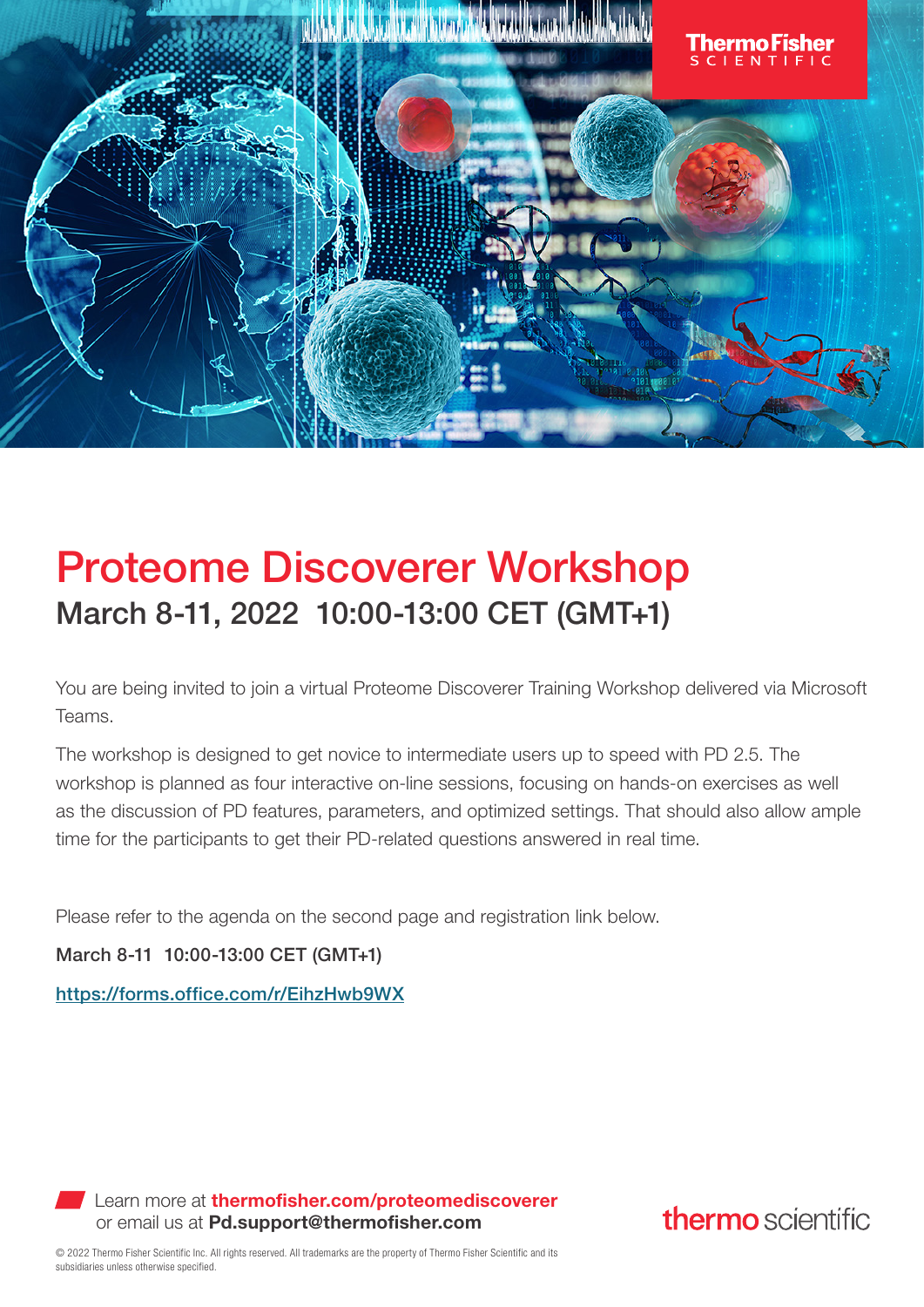# Proteome Discoverer Workshop

## March 8-11, 2022  10:00-13:00 CET (GMT+1)

You are being invited to join a virtual Proteome Discoverer Training Workshop delivered via Microsoft Teams.

The workshop is designed to get novice to intermediate users up to speed with PD 2.5. The workshop is planned as four interactive on-line sessions, focusing on hands-on exercises as well as the discussion of PD features, parameters, and optimized settings. That should also allow ample time for the participants to get their PD-related questions answered in real time.

Please refer to the agenda on the second page and registration link below.

**March 8-11  10:00-13:00 CET (GMT+1)**

https://forms.office.com/r/EihzHwb9WX

Learn more at **thermofisher.com/proteomediscoverer**
or email us at **Pd.support@thermofisher.com**

© 2022 Thermo Fisher Scientific Inc. All rights reserved. All trademarks are the property of Thermo Fisher Scientific and its subsidiaries unless otherwise specified.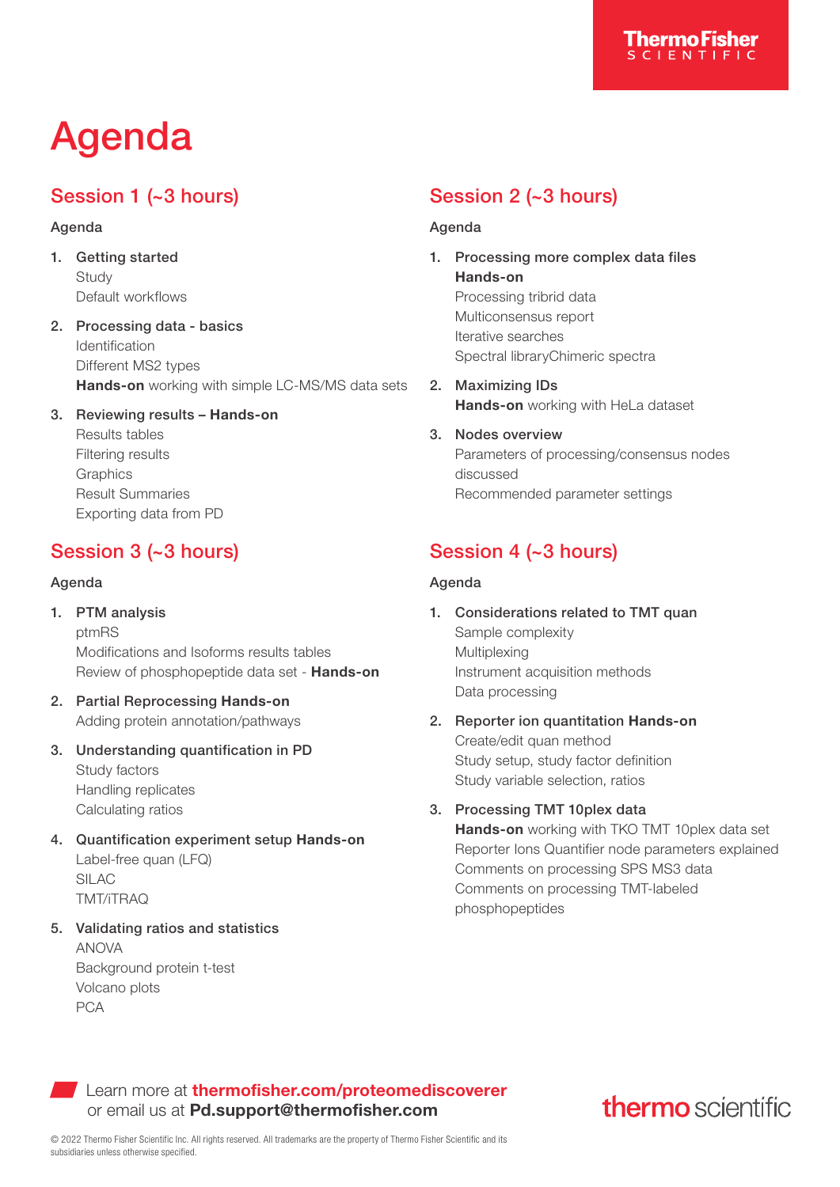# Agenda

## Session 1 (~3 hours)

Agenda

1. **Getting started**
   Study
   Default workflows

2. **Processing data - basics**
   Identification
   Different MS2 types
   **Hands-on** working with simple LC-MS/MS data sets

3. **Reviewing results – Hands-on**
   Results tables
   Filtering results
   Graphics
   Result Summaries
   Exporting data from PD

## Session 2 (~3 hours)

Agenda

1. **Processing more complex data files**
   **Hands-on**
   Processing tribrid data
   Multiconsensus report
   Iterative searches
   Spectral libraryChimeric spectra

2. **Maximizing IDs**
   **Hands-on** working with HeLa dataset

3. **Nodes overview**
   Parameters of processing/consensus nodes discussed
   Recommended parameter settings

## Session 3 (~3 hours)

Agenda

1. **PTM analysis**
   ptmRS
   Modifications and Isoforms results tables
   Review of phosphopeptide data set - **Hands-on**

2. **Partial Reprocessing Hands-on**
   Adding protein annotation/pathways

3. **Understanding quantification in PD**
   Study factors
   Handling replicates
   Calculating ratios

4. **Quantification experiment setup Hands-on**
   Label-free quan (LFQ)
   SILAC
   TMT/iTRAQ

5. **Validating ratios and statistics**
   ANOVA
   Background protein t-test
   Volcano plots
   PCA

## Session 4 (~3 hours)

Agenda

1. **Considerations related to TMT quan**
   Sample complexity
   Multiplexing
   Instrument acquisition methods
   Data processing

2. **Reporter ion quantitation Hands-on**
   Create/edit quan method
   Study setup, study factor definition
   Study variable selection, ratios

3. **Processing TMT 10plex data**
   **Hands-on** working with TKO TMT 10plex data set
   Reporter Ions Quantifier node parameters explained
   Comments on processing SPS MS3 data
   Comments on processing TMT-labeled phosphopeptides

Learn more at **thermofisher.com/proteomediscoverer**
or email us at **Pd.support@thermofisher.com**

© 2022 Thermo Fisher Scientific Inc. All rights reserved. All trademarks are the property of Thermo Fisher Scientific and its subsidiaries unless otherwise specified.